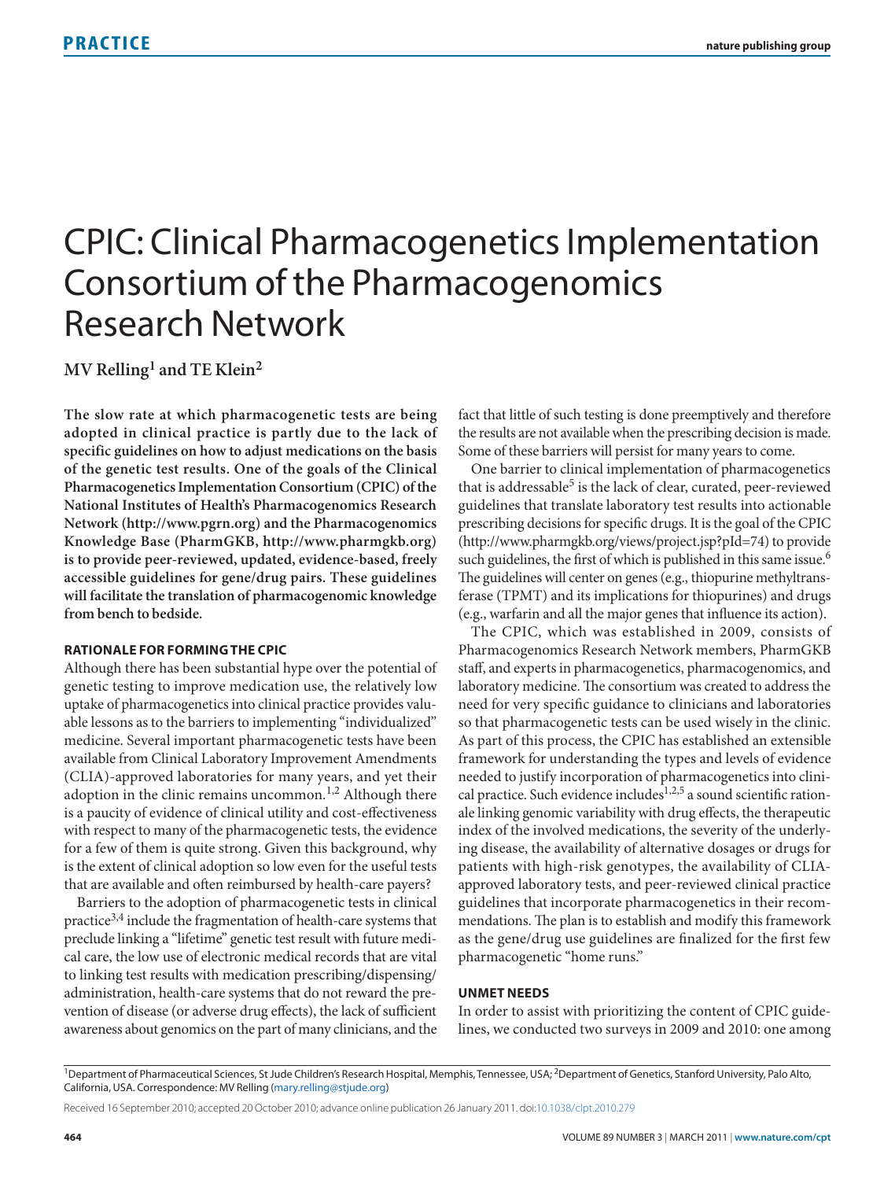# CPIC: Clinical Pharmacogenetics Implementation Consortium of the Pharmacogenomics Research Network

**MV Relling[1] and TE Klein[2]**

**The slow rate at which pharmacogenetic tests are being adopted in clinical practice is partly due to the lack of specific guidelines on how to adjust medications on the basis of the genetic test results. One of the goals of the Clinical Pharmacogenetics Implementation Consortium (CPIC) of the National Institutes of Health's Pharmacogenomics Research Network (http://www.pgrn.org) and the Pharmacogenomics Knowledge Base (PharmGKB, http://www.pharmgkb.org) is to provide peer-reviewed, updated, evidence-based, freely accessible guidelines for gene/drug pairs. These guidelines will facilitate the translation of pharmacogenomic knowledge from bench to bedside.**

## RATIONALE FOR FORMING THE CPIC

Although there has been substantial hype over the potential of genetic testing to improve medication use, the relatively low uptake of pharmacogenetics into clinical practice provides valuable lessons as to the barriers to implementing "individualized" medicine. Several important pharmacogenetic tests have been available from Clinical Laboratory Improvement Amendments (CLIA)-approved laboratories for many years, and yet their adoption in the clinic remains uncommon.[1,2] Although there is a paucity of evidence of clinical utility and cost-effectiveness with respect to many of the pharmacogenetic tests, the evidence for a few of them is quite strong. Given this background, why is the extent of clinical adoption so low even for the useful tests that are available and often reimbursed by health-care payers?

Barriers to the adoption of pharmacogenetic tests in clinical practice[3,4] include the fragmentation of health-care systems that preclude linking a "lifetime" genetic test result with future medical care, the low use of electronic medical records that are vital to linking test results with medication prescribing/dispensing/administration, health-care systems that do not reward the prevention of disease (or adverse drug effects), the lack of sufficient awareness about genomics on the part of many clinicians, and the fact that little of such testing is done preemptively and therefore the results are not available when the prescribing decision is made. Some of these barriers will persist for many years to come.

One barrier to clinical implementation of pharmacogenetics that is addressable[5] is the lack of clear, curated, peer-reviewed guidelines that translate laboratory test results into actionable prescribing decisions for specific drugs. It is the goal of the CPIC (http://www.pharmgkb.org/views/project.jsp?pId=74) to provide such guidelines, the first of which is published in this same issue.[6] The guidelines will center on genes (e.g., thiopurine methyltransferase (TPMT) and its implications for thiopurines) and drugs (e.g., warfarin and all the major genes that influence its action).

The CPIC, which was established in 2009, consists of Pharmacogenomics Research Network members, PharmGKB staff, and experts in pharmacogenetics, pharmacogenomics, and laboratory medicine. The consortium was created to address the need for very specific guidance to clinicians and laboratories so that pharmacogenetic tests can be used wisely in the clinic. As part of this process, the CPIC has established an extensible framework for understanding the types and levels of evidence needed to justify incorporation of pharmacogenetics into clinical practice. Such evidence includes[1,2,5] a sound scientific rationale linking genomic variability with drug effects, the therapeutic index of the involved medications, the severity of the underlying disease, the availability of alternative dosages or drugs for patients with high-risk genotypes, the availability of CLIA-approved laboratory tests, and peer-reviewed clinical practice guidelines that incorporate pharmacogenetics in their recommendations. The plan is to establish and modify this framework as the gene/drug use guidelines are finalized for the first few pharmacogenetic "home runs."

## UNMET NEEDS

In order to assist with prioritizing the content of CPIC guidelines, we conducted two surveys in 2009 and 2010: one among

[1]Department of Pharmaceutical Sciences, St Jude Children's Research Hospital, Memphis, Tennessee, USA; [2]Department of Genetics, Stanford University, Palo Alto, California, USA. Correspondence: MV Relling (mary.relling@stjude.org)

Received 16 September 2010; accepted 20 October 2010; advance online publication 26 January 2011. doi:10.1038/clpt.2010.279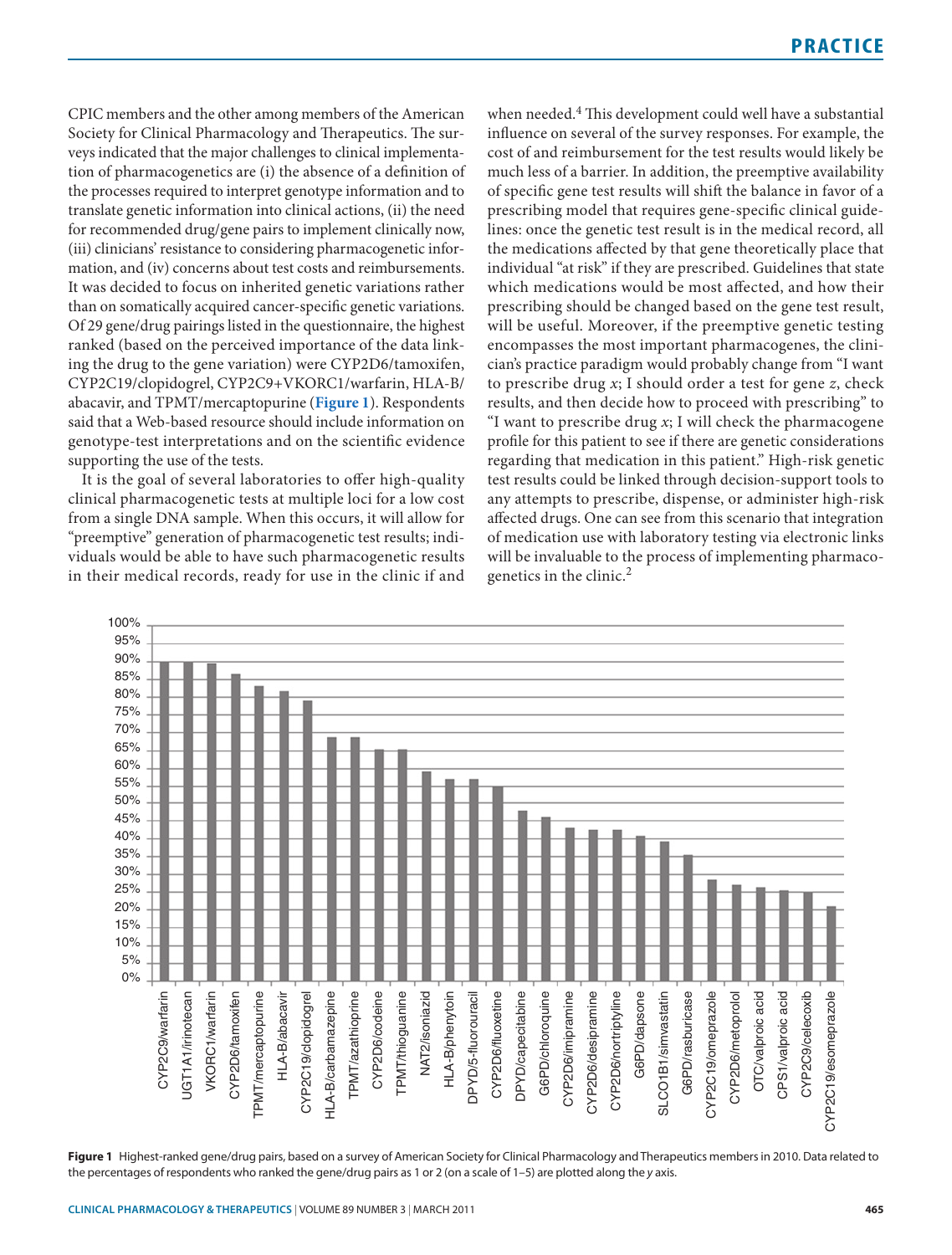CPIC members and the other among members of the American Society for Clinical Pharmacology and Therapeutics. The surveys indicated that the major challenges to clinical implementation of pharmacogenetics are (i) the absence of a definition of the processes required to interpret genotype information and to translate genetic information into clinical actions, (ii) the need for recommended drug/gene pairs to implement clinically now, (iii) clinicians' resistance to considering pharmacogenetic information, and (iv) concerns about test costs and reimbursements. It was decided to focus on inherited genetic variations rather than on somatically acquired cancer-specific genetic variations. Of 29 gene/drug pairings listed in the questionnaire, the highest ranked (based on the perceived importance of the data linking the drug to the gene variation) were CYP2D6/tamoxifen, CYP2C19/clopidogrel, CYP2C9+VKORC1/warfarin, HLA-B/abacavir, and TPMT/mercaptopurine (**Figure 1**). Respondents said that a Web-based resource should include information on genotype-test interpretations and on the scientific evidence supporting the use of the tests.

It is the goal of several laboratories to offer high-quality clinical pharmacogenetic tests at multiple loci for a low cost from a single DNA sample. When this occurs, it will allow for "preemptive" generation of pharmacogenetic test results; individuals would be able to have such pharmacogenetic results in their medical records, ready for use in the clinic if and when needed.[4] This development could well have a substantial influence on several of the survey responses. For example, the cost of and reimbursement for the test results would likely be much less of a barrier. In addition, the preemptive availability of specific gene test results will shift the balance in favor of a prescribing model that requires gene-specific clinical guidelines: once the genetic test result is in the medical record, all the medications affected by that gene theoretically place that individual "at risk" if they are prescribed. Guidelines that state which medications would be most affected, and how their prescribing should be changed based on the gene test result, will be useful. Moreover, if the preemptive genetic testing encompasses the most important pharmacogenes, the clinician's practice paradigm would probably change from "I want to prescribe drug *x*; I should order a test for gene *z*, check results, and then decide how to proceed with prescribing" to "I want to prescribe drug *x*; I will check the pharmacogene profile for this patient to see if there are genetic considerations regarding that medication in this patient." High-risk genetic test results could be linked through decision-support tools to any attempts to prescribe, dispense, or administer high-risk affected drugs. One can see from this scenario that integration of medication use with laboratory testing via electronic links will be invaluable to the process of implementing pharmacogenetics in the clinic.[2]

**Figure 1** Highest-ranked gene/drug pairs, based on a survey of American Society for Clinical Pharmacology and Therapeutics members in 2010. Data related to the percentages of respondents who ranked the gene/drug pairs as 1 or 2 (on a scale of 1–5) are plotted along the *y* axis.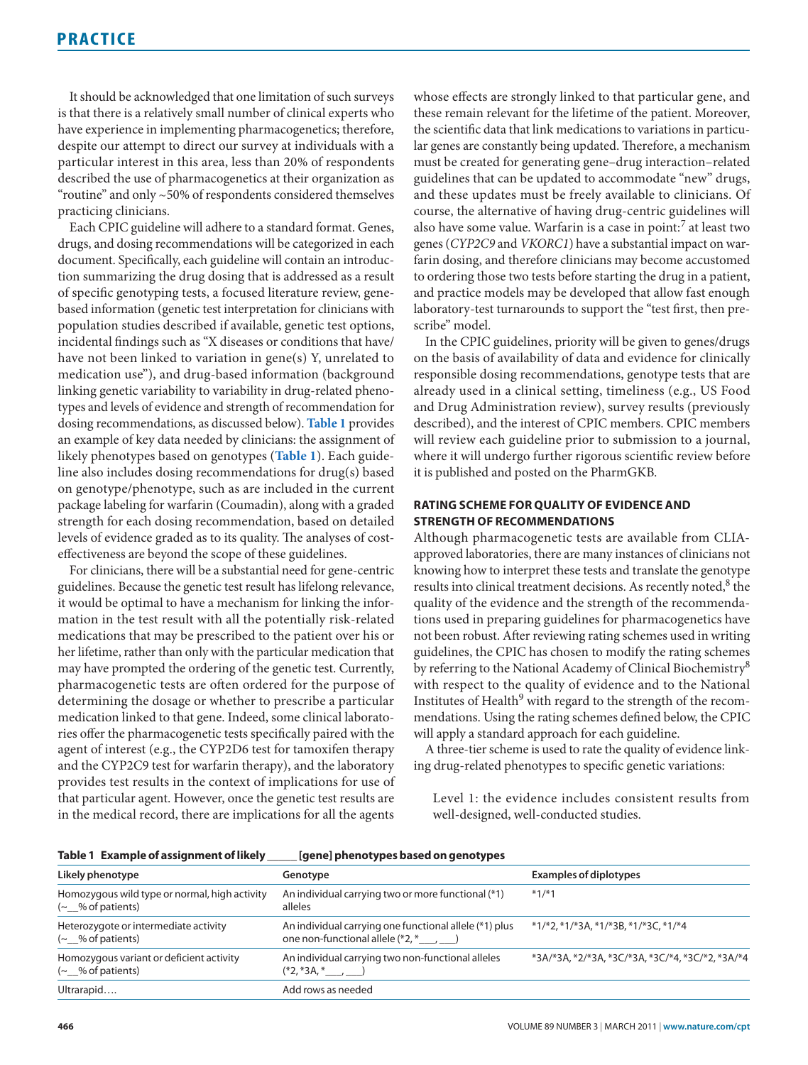It should be acknowledged that one limitation of such surveys is that there is a relatively small number of clinical experts who have experience in implementing pharmacogenetics; therefore, despite our attempt to direct our survey at individuals with a particular interest in this area, less than 20% of respondents described the use of pharmacogenetics at their organization as "routine" and only ~50% of respondents considered themselves practicing clinicians.

Each CPIC guideline will adhere to a standard format. Genes, drugs, and dosing recommendations will be categorized in each document. Specifically, each guideline will contain an introduction summarizing the drug dosing that is addressed as a result of specific genotyping tests, a focused literature review, gene-based information (genetic test interpretation for clinicians with population studies described if available, genetic test options, incidental findings such as "X diseases or conditions that have/have not been linked to variation in gene(s) Y, unrelated to medication use"), and drug-based information (background linking genetic variability to variability in drug-related phenotypes and levels of evidence and strength of recommendation for dosing recommendations, as discussed below). **Table 1** provides an example of key data needed by clinicians: the assignment of likely phenotypes based on genotypes (**Table 1**). Each guideline also includes dosing recommendations for drug(s) based on genotype/phenotype, such as are included in the current package labeling for warfarin (Coumadin), along with a graded strength for each dosing recommendation, based on detailed levels of evidence graded as to its quality. The analyses of cost-effectiveness are beyond the scope of these guidelines.

For clinicians, there will be a substantial need for gene-centric guidelines. Because the genetic test result has lifelong relevance, it would be optimal to have a mechanism for linking the information in the test result with all the potentially risk-related medications that may be prescribed to the patient over his or her lifetime, rather than only with the particular medication that may have prompted the ordering of the genetic test. Currently, pharmacogenetic tests are often ordered for the purpose of determining the dosage or whether to prescribe a particular medication linked to that gene. Indeed, some clinical laboratories offer the pharmacogenetic tests specifically paired with the agent of interest (e.g., the CYP2D6 test for tamoxifen therapy and the CYP2C9 test for warfarin therapy), and the laboratory provides test results in the context of implications for use of that particular agent. However, once the genetic test results are in the medical record, there are implications for all the agents whose effects are strongly linked to that particular gene, and these remain relevant for the lifetime of the patient. Moreover, the scientific data that link medications to variations in particular genes are constantly being updated. Therefore, a mechanism must be created for generating gene–drug interaction–related guidelines that can be updated to accommodate "new" drugs, and these updates must be freely available to clinicians. Of course, the alternative of having drug-centric guidelines will also have some value. Warfarin is a case in point:[7] at least two genes (*CYP2C9* and *VKORC1*) have a substantial impact on warfarin dosing, and therefore clinicians may become accustomed to ordering those two tests before starting the drug in a patient, and practice models may be developed that allow fast enough laboratory-test turnarounds to support the "test first, then prescribe" model.

In the CPIC guidelines, priority will be given to genes/drugs on the basis of availability of data and evidence for clinically responsible dosing recommendations, genotype tests that are already used in a clinical setting, timeliness (e.g., US Food and Drug Administration review), survey results (previously described), and the interest of CPIC members. CPIC members will review each guideline prior to submission to a journal, where it will undergo further rigorous scientific review before it is published and posted on the PharmGKB.

## RATING SCHEME FOR QUALITY OF EVIDENCE AND STRENGTH OF RECOMMENDATIONS

Although pharmacogenetic tests are available from CLIA-approved laboratories, there are many instances of clinicians not knowing how to interpret these tests and translate the genotype results into clinical treatment decisions. As recently noted,[8] the quality of the evidence and the strength of the recommendations used in preparing guidelines for pharmacogenetics have not been robust. After reviewing rating schemes used in writing guidelines, the CPIC has chosen to modify the rating schemes by referring to the National Academy of Clinical Biochemistry[8] with respect to the quality of evidence and to the National Institutes of Health[9] with regard to the strength of the recommendations. Using the rating schemes defined below, the CPIC will apply a standard approach for each guideline.

A three-tier scheme is used to rate the quality of evidence linking drug-related phenotypes to specific genetic variations:

> Level 1: the evidence includes consistent results from well-designed, well-conducted studies.

**Table 1 Example of assignment of likely _____ [gene] phenotypes based on genotypes**

| Likely phenotype | Genotype | Examples of diplotypes |
|---|---|---|
| Homozygous wild type or normal, high activity (~__% of patients) | An individual carrying two or more functional (*1) alleles | *1/*1 |
| Heterozygote or intermediate activity (~__% of patients) | An individual carrying one functional allele (*1) plus one non-functional allele (*2, *___, ___) | *1/*2, *1/*3A, *1/*3B, *1/*3C, *1/*4 |
| Homozygous variant or deficient activity (~__% of patients) | An individual carrying two non-functional alleles (*2, *3A, *___, ___) | *3A/*3A, *2/*3A, *3C/*3A, *3C/*4, *3C/*2, *3A/*4 |
| Ultrarapid…. | Add rows as needed | |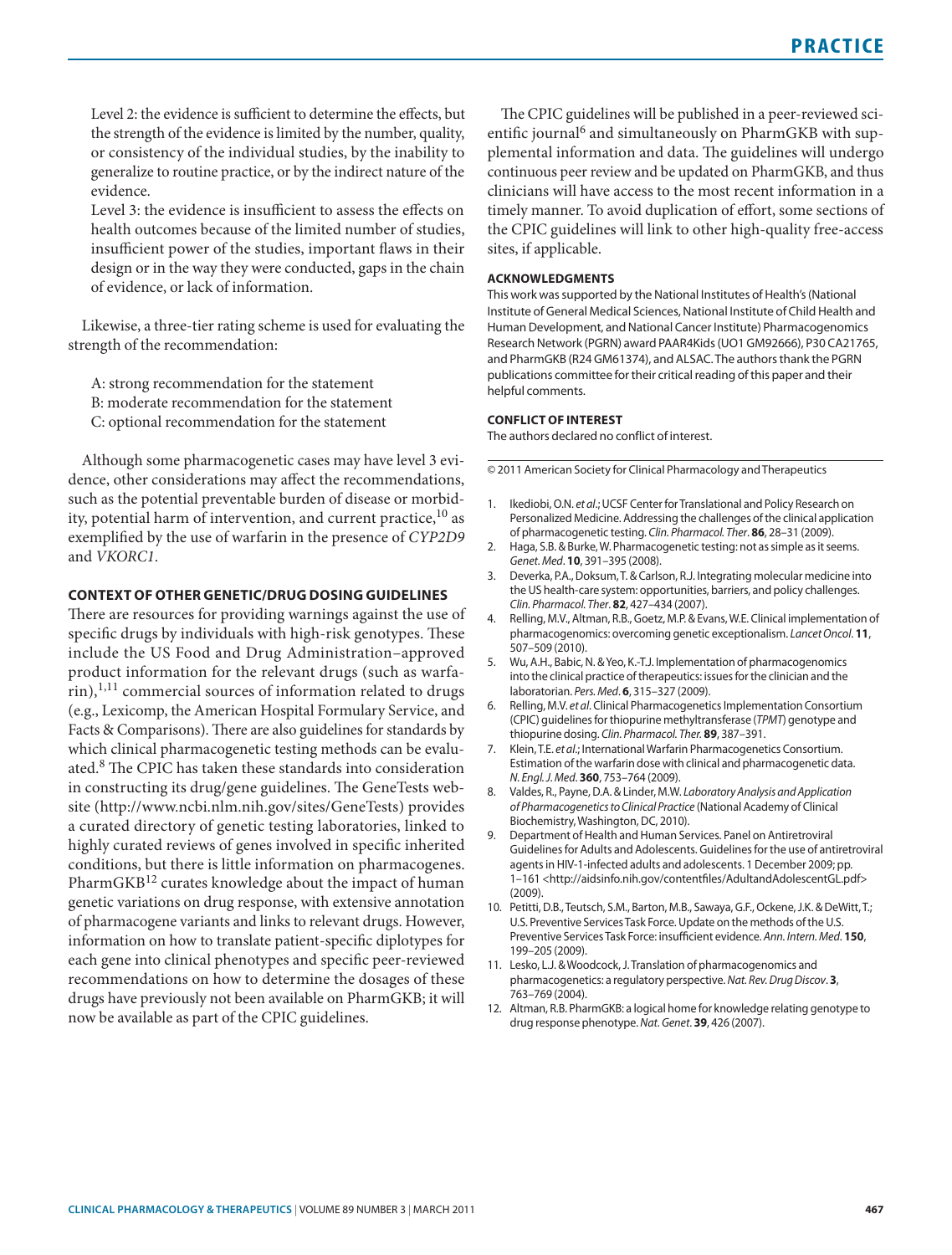Level 2: the evidence is sufficient to determine the effects, but the strength of the evidence is limited by the number, quality, or consistency of the individual studies, by the inability to generalize to routine practice, or by the indirect nature of the evidence.

Level 3: the evidence is insufficient to assess the effects on health outcomes because of the limited number of studies, insufficient power of the studies, important flaws in their design or in the way they were conducted, gaps in the chain of evidence, or lack of information.

Likewise, a three-tier rating scheme is used for evaluating the strength of the recommendation:

A: strong recommendation for the statement
B: moderate recommendation for the statement
C: optional recommendation for the statement

Although some pharmacogenetic cases may have level 3 evidence, other considerations may affect the recommendations, such as the potential preventable burden of disease or morbidity, potential harm of intervention, and current practice,[10] as exemplified by the use of warfarin in the presence of *CYP2D9* and *VKORC1*.

## CONTEXT OF OTHER GENETIC/DRUG DOSING GUIDELINES

There are resources for providing warnings against the use of specific drugs by individuals with high-risk genotypes. These include the US Food and Drug Administration–approved product information for the relevant drugs (such as warfarin),[1,11] commercial sources of information related to drugs (e.g., Lexicomp, the American Hospital Formulary Service, and Facts & Comparisons). There are also guidelines for standards by which clinical pharmacogenetic testing methods can be evaluated.[8] The CPIC has taken these standards into consideration in constructing its drug/gene guidelines. The GeneTests website (http://www.ncbi.nlm.nih.gov/sites/GeneTests) provides a curated directory of genetic testing laboratories, linked to highly curated reviews of genes involved in specific inherited conditions, but there is little information on pharmacogenes. PharmGKB[12] curates knowledge about the impact of human genetic variations on drug response, with extensive annotation of pharmacogene variants and links to relevant drugs. However, information on how to translate patient-specific diplotypes for each gene into clinical phenotypes and specific peer-reviewed recommendations on how to determine the dosages of these drugs have previously not been available on PharmGKB; it will now be available as part of the CPIC guidelines.

The CPIC guidelines will be published in a peer-reviewed scientific journal[6] and simultaneously on PharmGKB with supplemental information and data. The guidelines will undergo continuous peer review and be updated on PharmGKB, and thus clinicians will have access to the most recent information in a timely manner. To avoid duplication of effort, some sections of the CPIC guidelines will link to other high-quality free-access sites, if applicable.

### ACKNOWLEDGMENTS

This work was supported by the National Institutes of Health's (National Institute of General Medical Sciences, National Institute of Child Health and Human Development, and National Cancer Institute) Pharmacogenomics Research Network (PGRN) award PAAR4Kids (UO1 GM92666), P30 CA21765, and PharmGKB (R24 GM61374), and ALSAC. The authors thank the PGRN publications committee for their critical reading of this paper and their helpful comments.

### CONFLICT OF INTEREST

The authors declared no conflict of interest.

© 2011 American Society for Clinical Pharmacology and Therapeutics

1. Ikediobi, O.N. *et al*.; UCSF Center for Translational and Policy Research on Personalized Medicine. Addressing the challenges of the clinical application of pharmacogenetic testing. *Clin. Pharmacol. Ther*. **86**, 28–31 (2009).
2. Haga, S.B. & Burke, W. Pharmacogenetic testing: not as simple as it seems. *Genet. Med*. **10**, 391–395 (2008).
3. Deverka, P.A., Doksum, T. & Carlson, R.J. Integrating molecular medicine into the US health-care system: opportunities, barriers, and policy challenges. *Clin. Pharmacol. Ther*. **82**, 427–434 (2007).
4. Relling, M.V., Altman, R.B., Goetz, M.P. & Evans, W.E. Clinical implementation of pharmacogenomics: overcoming genetic exceptionalism. *Lancet Oncol*. **11**, 507–509 (2010).
5. Wu, A.H., Babic, N. & Yeo, K.-T.J. Implementation of pharmacogenomics into the clinical practice of therapeutics: issues for the clinician and the laboratorian. *Pers. Med*. **6**, 315–327 (2009).
6. Relling, M.V. *et al*. Clinical Pharmacogenetics Implementation Consortium (CPIC) guidelines for thiopurine methyltransferase (*TPMT*) genotype and thiopurine dosing. *Clin. Pharmacol. Ther.* **89**, 387–391.
7. Klein, T.E. *et al.*; International Warfarin Pharmacogenetics Consortium. Estimation of the warfarin dose with clinical and pharmacogenetic data. *N. Engl. J. Med*. **360**, 753–764 (2009).
8. Valdes, R., Payne, D.A. & Linder, M.W. *Laboratory Analysis and Application of Pharmacogenetics to Clinical Practice* (National Academy of Clinical Biochemistry, Washington, DC, 2010).
9. Department of Health and Human Services. Panel on Antiretroviral Guidelines for Adults and Adolescents. Guidelines for the use of antiretroviral agents in HIV-1-infected adults and adolescents. 1 December 2009; pp. 1–161 <http://aidsinfo.nih.gov/contentfiles/AdultandAdolescentGL.pdf> (2009).
10. Petitti, D.B., Teutsch, S.M., Barton, M.B., Sawaya, G.F., Ockene, J.K. & DeWitt, T.; U.S. Preventive Services Task Force. Update on the methods of the U.S. Preventive Services Task Force: insufficient evidence. *Ann. Intern. Med*. **150**, 199–205 (2009).
11. Lesko, L.J. & Woodcock, J. Translation of pharmacogenomics and pharmacogenetics: a regulatory perspective. *Nat. Rev. Drug Discov*. **3**, 763–769 (2004).
12. Altman, R.B. PharmGKB: a logical home for knowledge relating genotype to drug response phenotype. *Nat. Genet*. **39**, 426 (2007).